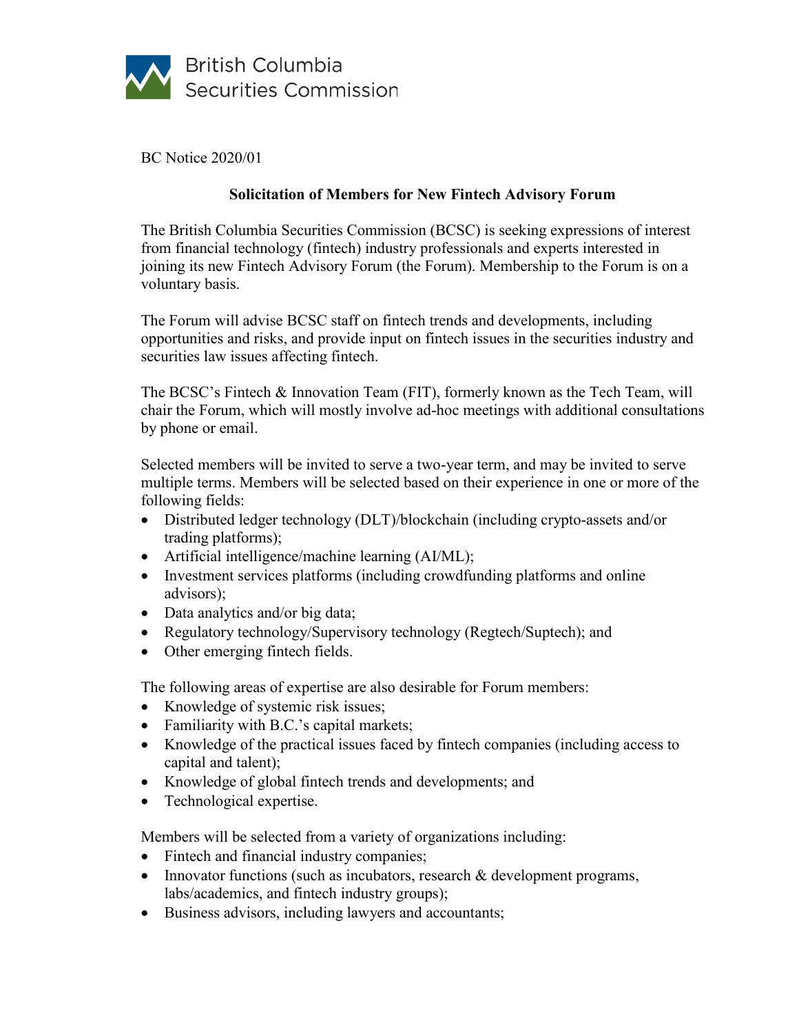British Columbia Securities Commission

BC Notice 2020/01

## Solicitation of Members for New Fintech Advisory Forum

The British Columbia Securities Commission (BCSC) is seeking expressions of interest from financial technology (fintech) industry professionals and experts interested in joining its new Fintech Advisory Forum (the Forum). Membership to the Forum is on a voluntary basis.

The Forum will advise BCSC staff on fintech trends and developments, including opportunities and risks, and provide input on fintech issues in the securities industry and securities law issues affecting fintech.

The BCSC's Fintech & Innovation Team (FIT), formerly known as the Tech Team, will chair the Forum, which will mostly involve ad-hoc meetings with additional consultations by phone or email.

Selected members will be invited to serve a two-year term, and may be invited to serve multiple terms. Members will be selected based on their experience in one or more of the following fields:

- Distributed ledger technology (DLT)/blockchain (including crypto-assets and/or trading platforms);
- Artificial intelligence/machine learning (AI/ML);
- Investment services platforms (including crowdfunding platforms and online advisors);
- Data analytics and/or big data;
- Regulatory technology/Supervisory technology (Regtech/Suptech); and
- Other emerging fintech fields.

The following areas of expertise are also desirable for Forum members:

- Knowledge of systemic risk issues;
- Familiarity with B.C.'s capital markets;
- Knowledge of the practical issues faced by fintech companies (including access to capital and talent);
- Knowledge of global fintech trends and developments; and
- Technological expertise.

Members will be selected from a variety of organizations including:

- Fintech and financial industry companies;
- Innovator functions (such as incubators, research & development programs, labs/academics, and fintech industry groups);
- Business advisors, including lawyers and accountants;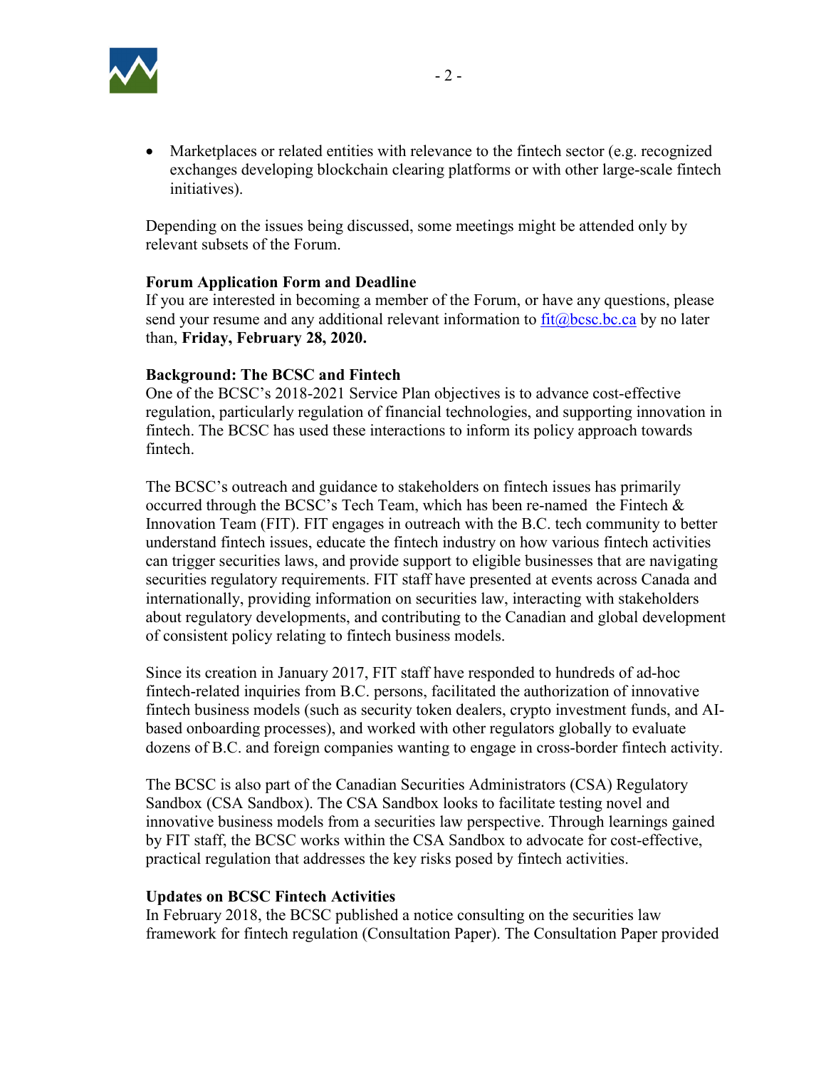- Marketplaces or related entities with relevance to the fintech sector (e.g. recognized exchanges developing blockchain clearing platforms or with other large-scale fintech initiatives).

Depending on the issues being discussed, some meetings might be attended only by relevant subsets of the Forum.

**Forum Application Form and Deadline**
If you are interested in becoming a member of the Forum, or have any questions, please send your resume and any additional relevant information to fit@bcsc.bc.ca by no later than, **Friday, February 28, 2020.**

**Background: The BCSC and Fintech**
One of the BCSC's 2018-2021 Service Plan objectives is to advance cost-effective regulation, particularly regulation of financial technologies, and supporting innovation in fintech. The BCSC has used these interactions to inform its policy approach towards fintech.

The BCSC's outreach and guidance to stakeholders on fintech issues has primarily occurred through the BCSC's Tech Team, which has been re-named the Fintech & Innovation Team (FIT). FIT engages in outreach with the B.C. tech community to better understand fintech issues, educate the fintech industry on how various fintech activities can trigger securities laws, and provide support to eligible businesses that are navigating securities regulatory requirements. FIT staff have presented at events across Canada and internationally, providing information on securities law, interacting with stakeholders about regulatory developments, and contributing to the Canadian and global development of consistent policy relating to fintech business models.

Since its creation in January 2017, FIT staff have responded to hundreds of ad-hoc fintech-related inquiries from B.C. persons, facilitated the authorization of innovative fintech business models (such as security token dealers, crypto investment funds, and AI-based onboarding processes), and worked with other regulators globally to evaluate dozens of B.C. and foreign companies wanting to engage in cross-border fintech activity.

The BCSC is also part of the Canadian Securities Administrators (CSA) Regulatory Sandbox (CSA Sandbox). The CSA Sandbox looks to facilitate testing novel and innovative business models from a securities law perspective. Through learnings gained by FIT staff, the BCSC works within the CSA Sandbox to advocate for cost-effective, practical regulation that addresses the key risks posed by fintech activities.

**Updates on BCSC Fintech Activities**
In February 2018, the BCSC published a notice consulting on the securities law framework for fintech regulation (Consultation Paper). The Consultation Paper provided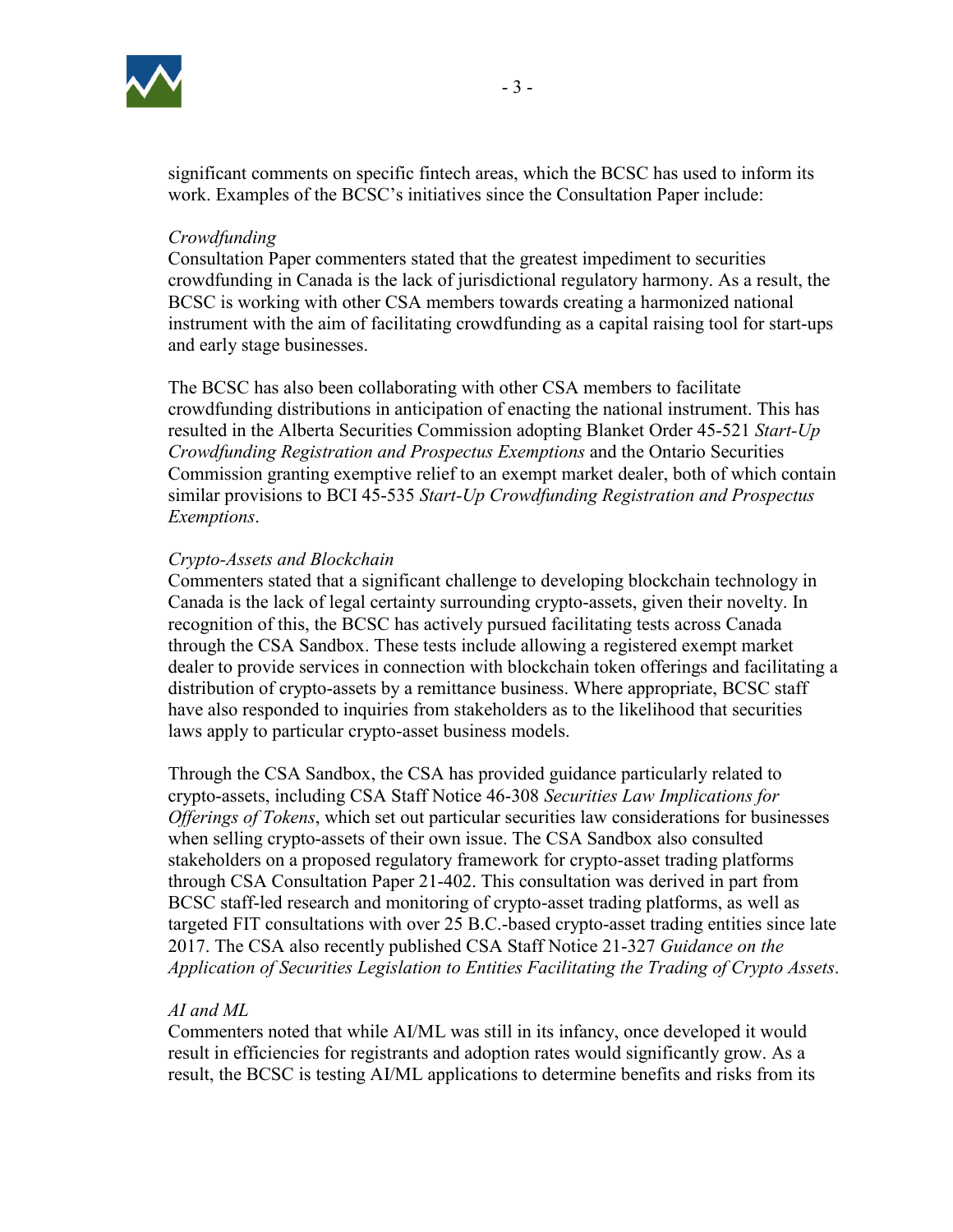significant comments on specific fintech areas, which the BCSC has used to inform its work. Examples of the BCSC's initiatives since the Consultation Paper include:

*Crowdfunding*
Consultation Paper commenters stated that the greatest impediment to securities crowdfunding in Canada is the lack of jurisdictional regulatory harmony. As a result, the BCSC is working with other CSA members towards creating a harmonized national instrument with the aim of facilitating crowdfunding as a capital raising tool for start-ups and early stage businesses.

The BCSC has also been collaborating with other CSA members to facilitate crowdfunding distributions in anticipation of enacting the national instrument. This has resulted in the Alberta Securities Commission adopting Blanket Order 45-521 *Start-Up Crowdfunding Registration and Prospectus Exemptions* and the Ontario Securities Commission granting exemptive relief to an exempt market dealer, both of which contain similar provisions to BCI 45-535 *Start-Up Crowdfunding Registration and Prospectus Exemptions*.

*Crypto-Assets and Blockchain*
Commenters stated that a significant challenge to developing blockchain technology in Canada is the lack of legal certainty surrounding crypto-assets, given their novelty. In recognition of this, the BCSC has actively pursued facilitating tests across Canada through the CSA Sandbox. These tests include allowing a registered exempt market dealer to provide services in connection with blockchain token offerings and facilitating a distribution of crypto-assets by a remittance business. Where appropriate, BCSC staff have also responded to inquiries from stakeholders as to the likelihood that securities laws apply to particular crypto-asset business models.

Through the CSA Sandbox, the CSA has provided guidance particularly related to crypto-assets, including CSA Staff Notice 46-308 *Securities Law Implications for Offerings of Tokens*, which set out particular securities law considerations for businesses when selling crypto-assets of their own issue. The CSA Sandbox also consulted stakeholders on a proposed regulatory framework for crypto-asset trading platforms through CSA Consultation Paper 21-402. This consultation was derived in part from BCSC staff-led research and monitoring of crypto-asset trading platforms, as well as targeted FIT consultations with over 25 B.C.-based crypto-asset trading entities since late 2017. The CSA also recently published CSA Staff Notice 21-327 *Guidance on the Application of Securities Legislation to Entities Facilitating the Trading of Crypto Assets*.

*AI and ML*
Commenters noted that while AI/ML was still in its infancy, once developed it would result in efficiencies for registrants and adoption rates would significantly grow. As a result, the BCSC is testing AI/ML applications to determine benefits and risks from its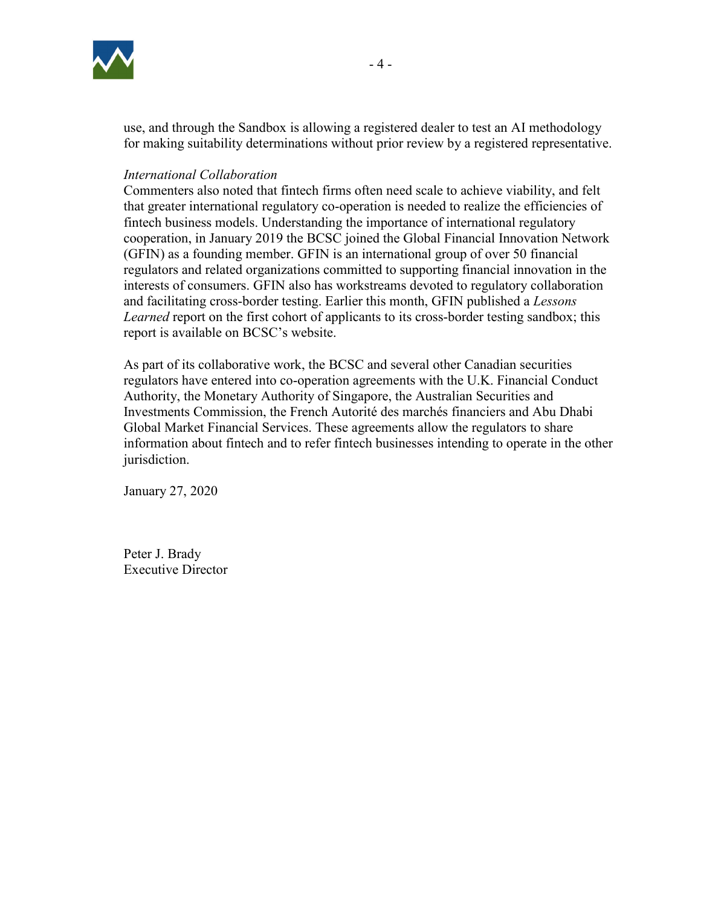use, and through the Sandbox is allowing a registered dealer to test an AI methodology for making suitability determinations without prior review by a registered representative.

*International Collaboration*

Commenters also noted that fintech firms often need scale to achieve viability, and felt that greater international regulatory co-operation is needed to realize the efficiencies of fintech business models. Understanding the importance of international regulatory cooperation, in January 2019 the BCSC joined the Global Financial Innovation Network (GFIN) as a founding member. GFIN is an international group of over 50 financial regulators and related organizations committed to supporting financial innovation in the interests of consumers. GFIN also has workstreams devoted to regulatory collaboration and facilitating cross-border testing. Earlier this month, GFIN published a *Lessons Learned* report on the first cohort of applicants to its cross-border testing sandbox; this report is available on BCSC's website.

As part of its collaborative work, the BCSC and several other Canadian securities regulators have entered into co-operation agreements with the U.K. Financial Conduct Authority, the Monetary Authority of Singapore, the Australian Securities and Investments Commission, the French Autorité des marchés financiers and Abu Dhabi Global Market Financial Services. These agreements allow the regulators to share information about fintech and to refer fintech businesses intending to operate in the other jurisdiction.

January 27, 2020

Peter J. Brady
Executive Director